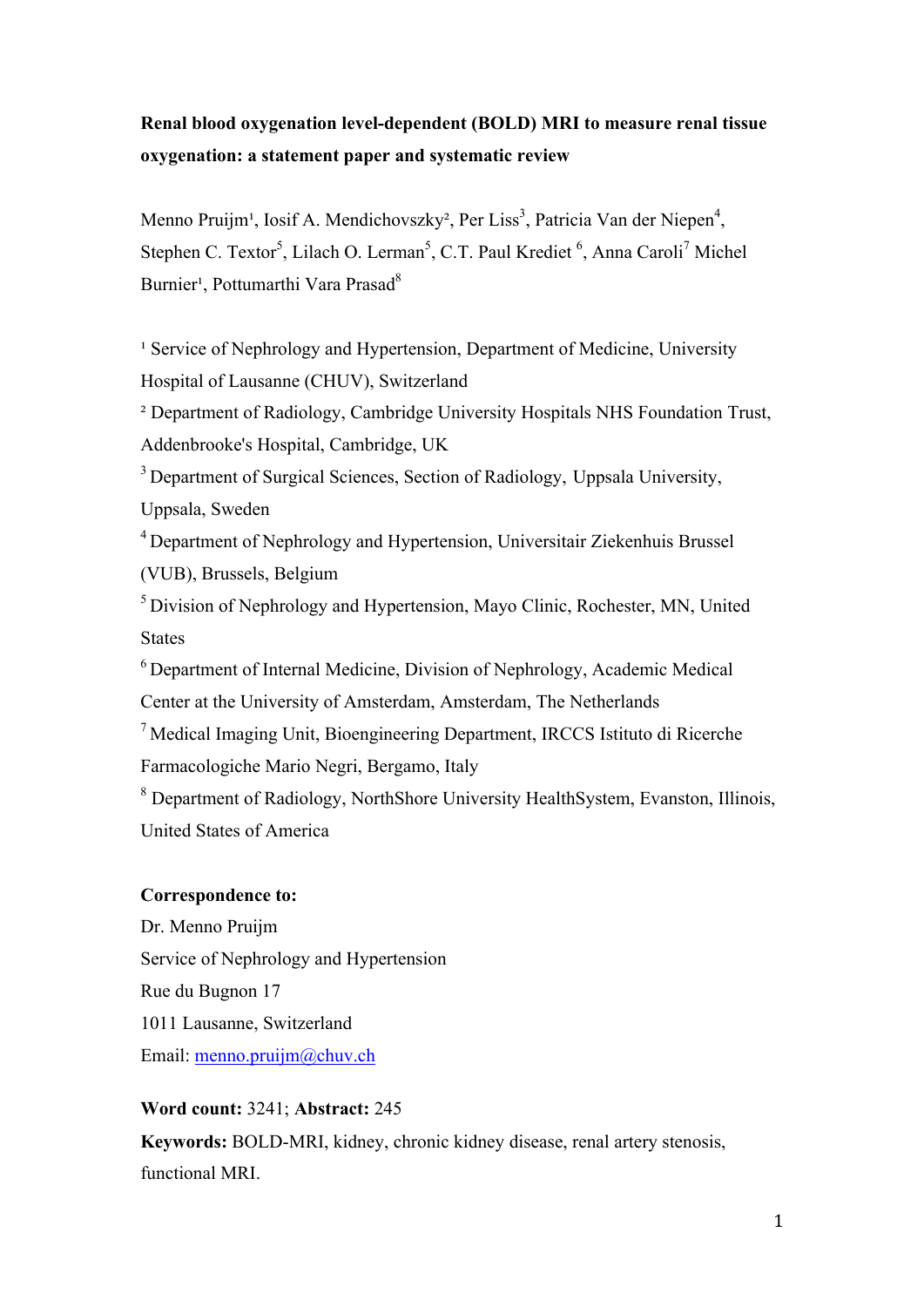**Renal blood oxygenation level-dependent (BOLD) MRI to measure renal tissue oxygenation: a statement paper and systematic review**

Menno Pruijm[1], Iosif A. Mendichovszky[2], Per Liss[3], Patricia Van der Niepen[4], Stephen C. Textor[5], Lilach O. Lerman[5], C.T. Paul Krediet [6], Anna Caroli[7] Michel Burnier[1], Pottumarthi Vara Prasad[8]

[1] Service of Nephrology and Hypertension, Department of Medicine, University Hospital of Lausanne (CHUV), Switzerland

[2] Department of Radiology, Cambridge University Hospitals NHS Foundation Trust, Addenbrooke's Hospital, Cambridge, UK

[3] Department of Surgical Sciences, Section of Radiology, Uppsala University, Uppsala, Sweden

[4] Department of Nephrology and Hypertension, Universitair Ziekenhuis Brussel (VUB), Brussels, Belgium

[5] Division of Nephrology and Hypertension, Mayo Clinic, Rochester, MN, United States

[6] Department of Internal Medicine, Division of Nephrology, Academic Medical Center at the University of Amsterdam, Amsterdam, The Netherlands

[7] Medical Imaging Unit, Bioengineering Department, IRCCS Istituto di Ricerche Farmacologiche Mario Negri, Bergamo, Italy

[8] Department of Radiology, NorthShore University HealthSystem, Evanston, Illinois, United States of America

**Correspondence to:**

Dr. Menno Pruijm
Service of Nephrology and Hypertension
Rue du Bugnon 17
1011 Lausanne, Switzerland
Email: menno.pruijm@chuv.ch

**Word count:** 3241; **Abstract:** 245

**Keywords:** BOLD-MRI, kidney, chronic kidney disease, renal artery stenosis, functional MRI.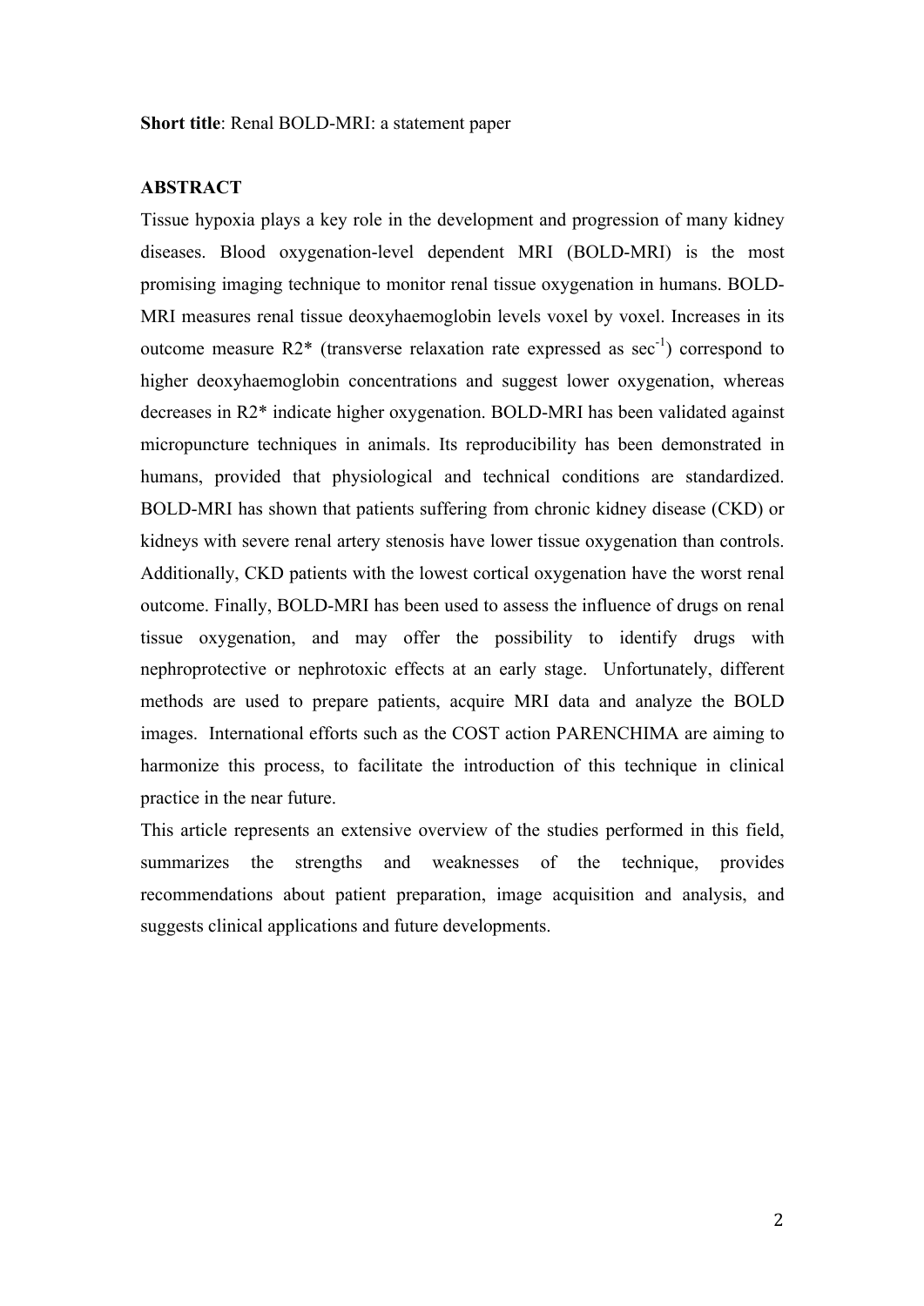**Short title**: Renal BOLD-MRI: a statement paper

**ABSTRACT**

Tissue hypoxia plays a key role in the development and progression of many kidney diseases. Blood oxygenation-level dependent MRI (BOLD-MRI) is the most promising imaging technique to monitor renal tissue oxygenation in humans. BOLD-MRI measures renal tissue deoxyhaemoglobin levels voxel by voxel. Increases in its outcome measure R2* (transverse relaxation rate expressed as $sec^{-1}$) correspond to higher deoxyhaemoglobin concentrations and suggest lower oxygenation, whereas decreases in R2* indicate higher oxygenation. BOLD-MRI has been validated against micropuncture techniques in animals. Its reproducibility has been demonstrated in humans, provided that physiological and technical conditions are standardized. BOLD-MRI has shown that patients suffering from chronic kidney disease (CKD) or kidneys with severe renal artery stenosis have lower tissue oxygenation than controls. Additionally, CKD patients with the lowest cortical oxygenation have the worst renal outcome. Finally, BOLD-MRI has been used to assess the influence of drugs on renal tissue oxygenation, and may offer the possibility to identify drugs with nephroprotective or nephrotoxic effects at an early stage. Unfortunately, different methods are used to prepare patients, acquire MRI data and analyze the BOLD images. International efforts such as the COST action PARENCHIMA are aiming to harmonize this process, to facilitate the introduction of this technique in clinical practice in the near future.

This article represents an extensive overview of the studies performed in this field, summarizes the strengths and weaknesses of the technique, provides recommendations about patient preparation, image acquisition and analysis, and suggests clinical applications and future developments.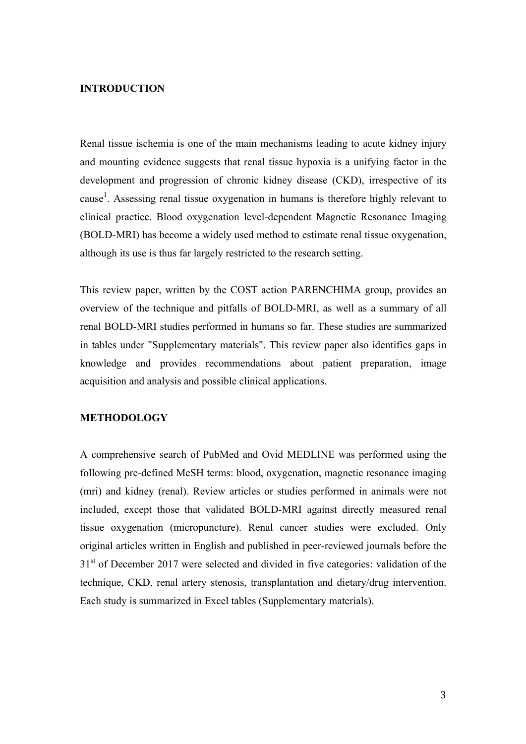## INTRODUCTION

Renal tissue ischemia is one of the main mechanisms leading to acute kidney injury and mounting evidence suggests that renal tissue hypoxia is a unifying factor in the development and progression of chronic kidney disease (CKD), irrespective of its cause[1]. Assessing renal tissue oxygenation in humans is therefore highly relevant to clinical practice. Blood oxygenation level-dependent Magnetic Resonance Imaging (BOLD-MRI) has become a widely used method to estimate renal tissue oxygenation, although its use is thus far largely restricted to the research setting.

This review paper, written by the COST action PARENCHIMA group, provides an overview of the technique and pitfalls of BOLD-MRI, as well as a summary of all renal BOLD-MRI studies performed in humans so far. These studies are summarized in tables under "Supplementary materials". This review paper also identifies gaps in knowledge and provides recommendations about patient preparation, image acquisition and analysis and possible clinical applications.

## METHODOLOGY

A comprehensive search of PubMed and Ovid MEDLINE was performed using the following pre-defined MeSH terms: blood, oxygenation, magnetic resonance imaging (mri) and kidney (renal). Review articles or studies performed in animals were not included, except those that validated BOLD-MRI against directly measured renal tissue oxygenation (micropuncture). Renal cancer studies were excluded. Only original articles written in English and published in peer-reviewed journals before the 31st of December 2017 were selected and divided in five categories: validation of the technique, CKD, renal artery stenosis, transplantation and dietary/drug intervention. Each study is summarized in Excel tables (Supplementary materials).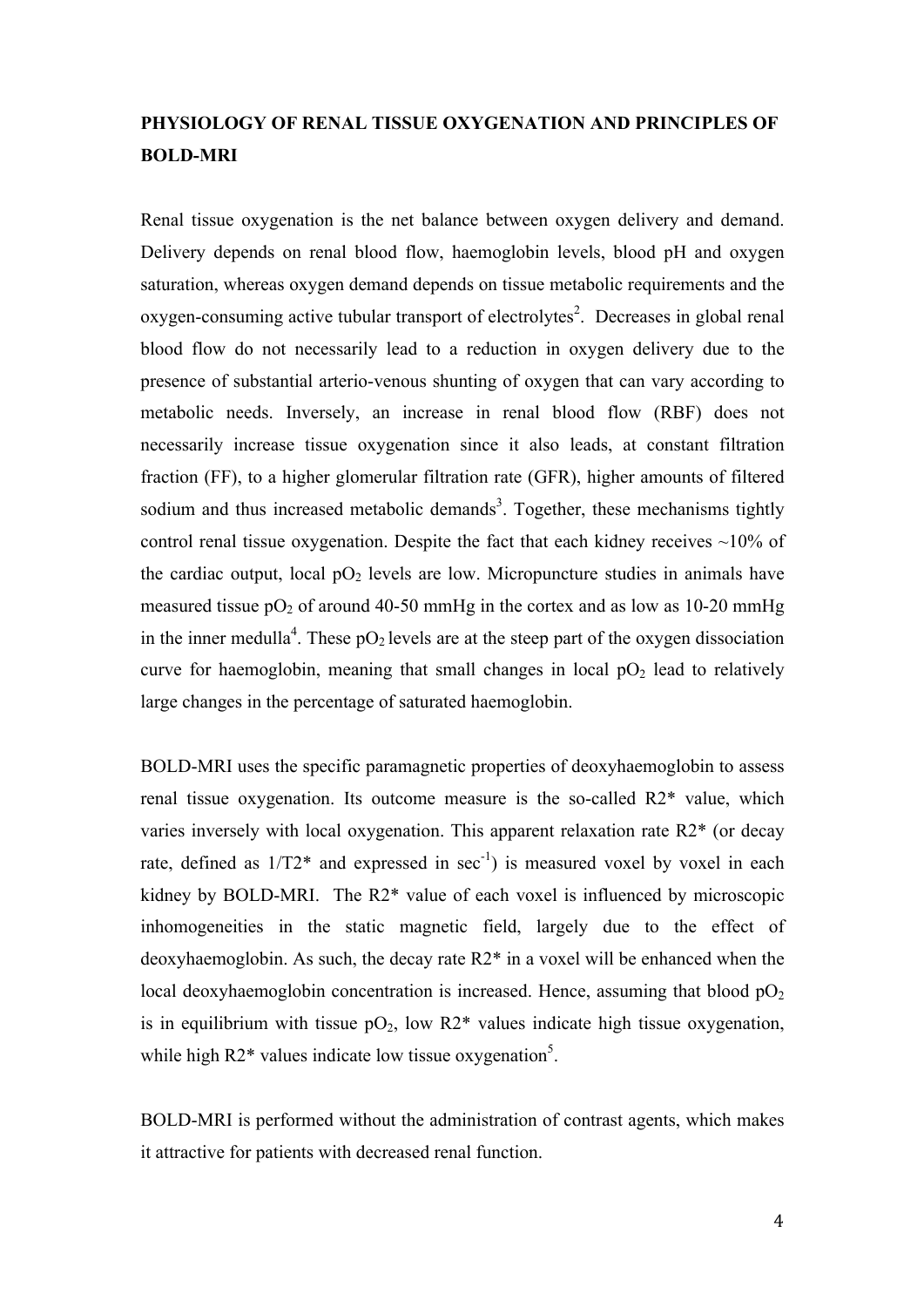## PHYSIOLOGY OF RENAL TISSUE OXYGENATION AND PRINCIPLES OF BOLD-MRI

Renal tissue oxygenation is the net balance between oxygen delivery and demand. Delivery depends on renal blood flow, haemoglobin levels, blood pH and oxygen saturation, whereas oxygen demand depends on tissue metabolic requirements and the oxygen-consuming active tubular transport of electrolytes[2]. Decreases in global renal blood flow do not necessarily lead to a reduction in oxygen delivery due to the presence of substantial arterio-venous shunting of oxygen that can vary according to metabolic needs. Inversely, an increase in renal blood flow (RBF) does not necessarily increase tissue oxygenation since it also leads, at constant filtration fraction (FF), to a higher glomerular filtration rate (GFR), higher amounts of filtered sodium and thus increased metabolic demands[3]. Together, these mechanisms tightly control renal tissue oxygenation. Despite the fact that each kidney receives ~10% of the cardiac output, local $pO_2$ levels are low. Micropuncture studies in animals have measured tissue $pO_2$ of around 40-50 mmHg in the cortex and as low as 10-20 mmHg in the inner medulla[4]. These $pO_2$ levels are at the steep part of the oxygen dissociation curve for haemoglobin, meaning that small changes in local $pO_2$ lead to relatively large changes in the percentage of saturated haemoglobin.

BOLD-MRI uses the specific paramagnetic properties of deoxyhaemoglobin to assess renal tissue oxygenation. Its outcome measure is the so-called R2* value, which varies inversely with local oxygenation. This apparent relaxation rate R2* (or decay rate, defined as 1/T2* and expressed in $sec^{-1}$) is measured voxel by voxel in each kidney by BOLD-MRI. The R2* value of each voxel is influenced by microscopic inhomogeneities in the static magnetic field, largely due to the effect of deoxyhaemoglobin. As such, the decay rate R2* in a voxel will be enhanced when the local deoxyhaemoglobin concentration is increased. Hence, assuming that blood $pO_2$ is in equilibrium with tissue $pO_2$, low R2* values indicate high tissue oxygenation, while high R2* values indicate low tissue oxygenation[5].

BOLD-MRI is performed without the administration of contrast agents, which makes it attractive for patients with decreased renal function.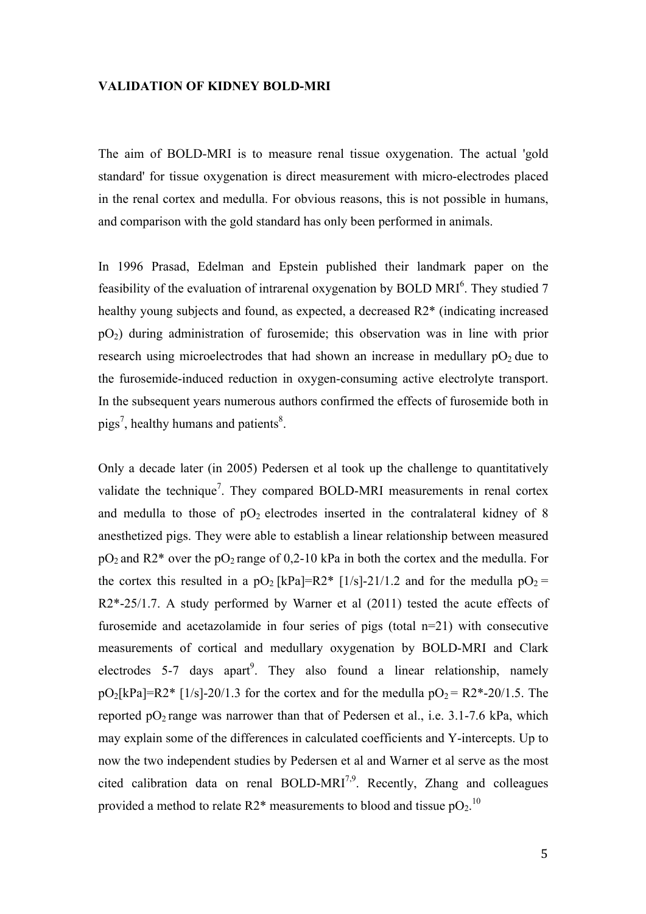**VALIDATION OF KIDNEY BOLD-MRI**

The aim of BOLD-MRI is to measure renal tissue oxygenation. The actual 'gold standard' for tissue oxygenation is direct measurement with micro-electrodes placed in the renal cortex and medulla. For obvious reasons, this is not possible in humans, and comparison with the gold standard has only been performed in animals.

In 1996 Prasad, Edelman and Epstein published their landmark paper on the feasibility of the evaluation of intrarenal oxygenation by BOLD MRI[6]. They studied 7 healthy young subjects and found, as expected, a decreased R2* (indicating increased $pO_2$) during administration of furosemide; this observation was in line with prior research using microelectrodes that had shown an increase in medullary $pO_2$ due to the furosemide-induced reduction in oxygen-consuming active electrolyte transport. In the subsequent years numerous authors confirmed the effects of furosemide both in pigs[7], healthy humans and patients[8].

Only a decade later (in 2005) Pedersen et al took up the challenge to quantitatively validate the technique[7]. They compared BOLD-MRI measurements in renal cortex and medulla to those of $pO_2$ electrodes inserted in the contralateral kidney of 8 anesthetized pigs. They were able to establish a linear relationship between measured $pO_2$ and R2* over the $pO_2$ range of 0,2-10 kPa in both the cortex and the medulla. For the cortex this resulted in a $pO_2$ [kPa]=R2* [1/s]-21/1.2 and for the medulla $pO_2$ = R2*-25/1.7. A study performed by Warner et al (2011) tested the acute effects of furosemide and acetazolamide in four series of pigs (total n=21) with consecutive measurements of cortical and medullary oxygenation by BOLD-MRI and Clark electrodes 5-7 days apart[9]. They also found a linear relationship, namely $pO_2$[kPa]=R2* [1/s]-20/1.3 for the cortex and for the medulla $pO_2$ = R2*-20/1.5. The reported $pO_2$ range was narrower than that of Pedersen et al., i.e. 3.1-7.6 kPa, which may explain some of the differences in calculated coefficients and Y-intercepts. Up to now the two independent studies by Pedersen et al and Warner et al serve as the most cited calibration data on renal BOLD-MRI[7,9]. Recently, Zhang and colleagues provided a method to relate R2* measurements to blood and tissue $pO_2$.[10]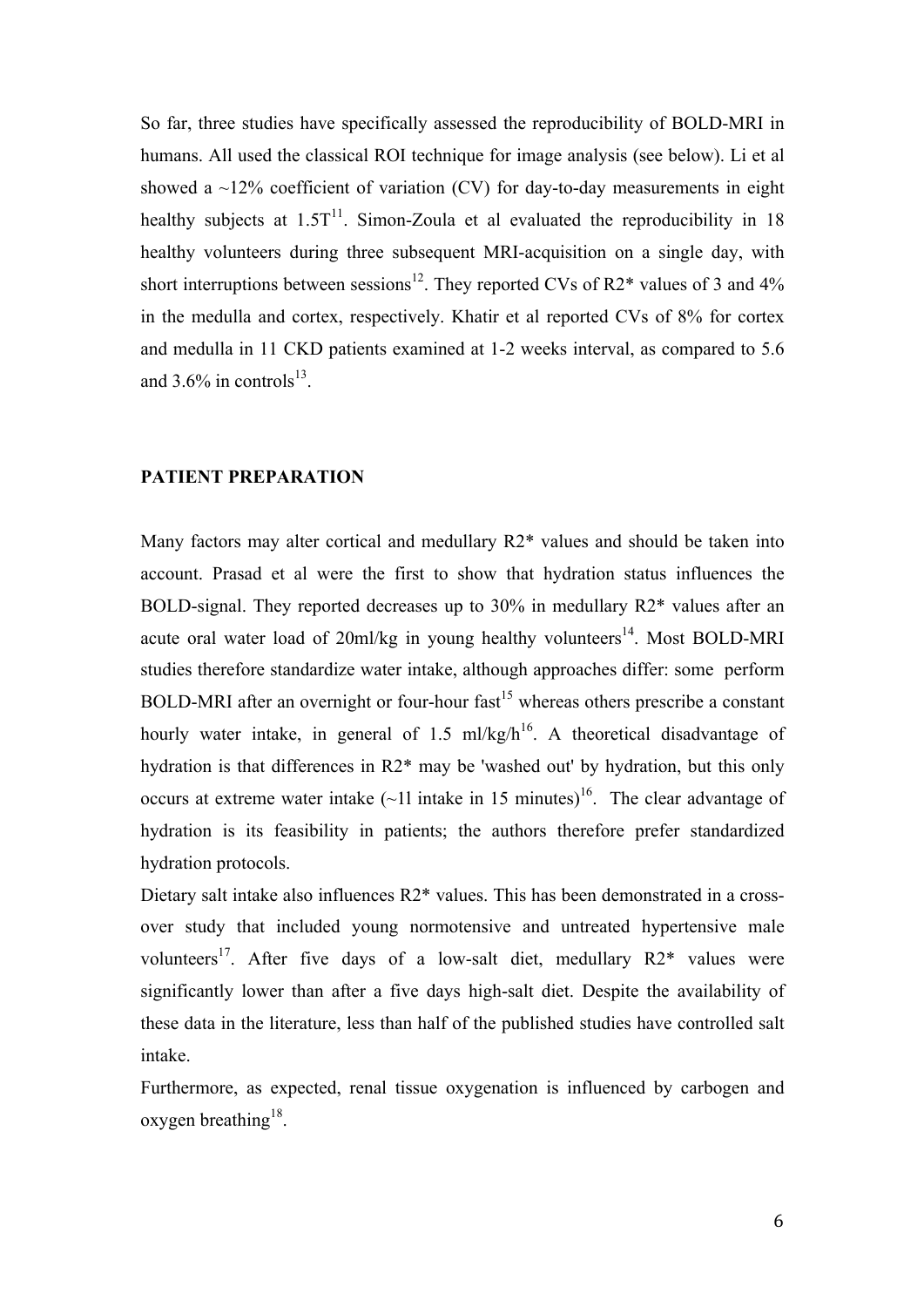So far, three studies have specifically assessed the reproducibility of BOLD-MRI in humans. All used the classical ROI technique for image analysis (see below). Li et al showed a ~12% coefficient of variation (CV) for day-to-day measurements in eight healthy subjects at 1.5T[11]. Simon-Zoula et al evaluated the reproducibility in 18 healthy volunteers during three subsequent MRI-acquisition on a single day, with short interruptions between sessions[12]. They reported CVs of R2* values of 3 and 4% in the medulla and cortex, respectively. Khatir et al reported CVs of 8% for cortex and medulla in 11 CKD patients examined at 1-2 weeks interval, as compared to 5.6 and 3.6% in controls[13].

## PATIENT PREPARATION

Many factors may alter cortical and medullary R2* values and should be taken into account. Prasad et al were the first to show that hydration status influences the BOLD-signal. They reported decreases up to 30% in medullary R2* values after an acute oral water load of 20ml/kg in young healthy volunteers[14]. Most BOLD-MRI studies therefore standardize water intake, although approaches differ: some perform BOLD-MRI after an overnight or four-hour fast[15] whereas others prescribe a constant hourly water intake, in general of 1.5 ml/kg/h[16]. A theoretical disadvantage of hydration is that differences in R2* may be 'washed out' by hydration, but this only occurs at extreme water intake (~1l intake in 15 minutes)[16]. The clear advantage of hydration is its feasibility in patients; the authors therefore prefer standardized hydration protocols.

Dietary salt intake also influences R2* values. This has been demonstrated in a cross-over study that included young normotensive and untreated hypertensive male volunteers[17]. After five days of a low-salt diet, medullary R2* values were significantly lower than after a five days high-salt diet. Despite the availability of these data in the literature, less than half of the published studies have controlled salt intake.

Furthermore, as expected, renal tissue oxygenation is influenced by carbogen and oxygen breathing[18].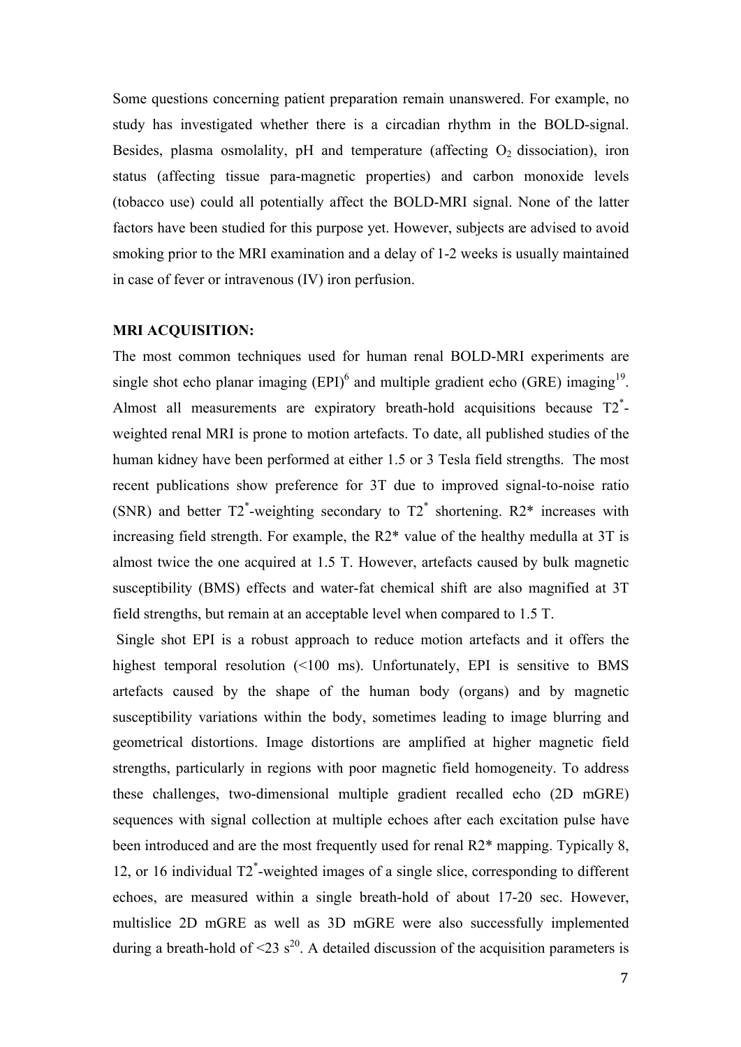Some questions concerning patient preparation remain unanswered. For example, no study has investigated whether there is a circadian rhythm in the BOLD-signal. Besides, plasma osmolality, pH and temperature (affecting $O_2$ dissociation), iron status (affecting tissue para-magnetic properties) and carbon monoxide levels (tobacco use) could all potentially affect the BOLD-MRI signal. None of the latter factors have been studied for this purpose yet. However, subjects are advised to avoid smoking prior to the MRI examination and a delay of 1-2 weeks is usually maintained in case of fever or intravenous (IV) iron perfusion.

**MRI ACQUISITION:**

The most common techniques used for human renal BOLD-MRI experiments are single shot echo planar imaging (EPI)[6] and multiple gradient echo (GRE) imaging[19]. Almost all measurements are expiratory breath-hold acquisitions because $T2^*$-weighted renal MRI is prone to motion artefacts. To date, all published studies of the human kidney have been performed at either 1.5 or 3 Tesla field strengths. The most recent publications show preference for 3T due to improved signal-to-noise ratio (SNR) and better $T2^*$-weighting secondary to $T2^*$ shortening. R2* increases with increasing field strength. For example, the R2* value of the healthy medulla at 3T is almost twice the one acquired at 1.5 T. However, artefacts caused by bulk magnetic susceptibility (BMS) effects and water-fat chemical shift are also magnified at 3T field strengths, but remain at an acceptable level when compared to 1.5 T.

Single shot EPI is a robust approach to reduce motion artefacts and it offers the highest temporal resolution (<100 ms). Unfortunately, EPI is sensitive to BMS artefacts caused by the shape of the human body (organs) and by magnetic susceptibility variations within the body, sometimes leading to image blurring and geometrical distortions. Image distortions are amplified at higher magnetic field strengths, particularly in regions with poor magnetic field homogeneity. To address these challenges, two-dimensional multiple gradient recalled echo (2D mGRE) sequences with signal collection at multiple echoes after each excitation pulse have been introduced and are the most frequently used for renal R2* mapping. Typically 8, 12, or 16 individual $T2^*$-weighted images of a single slice, corresponding to different echoes, are measured within a single breath-hold of about 17-20 sec. However, multislice 2D mGRE as well as 3D mGRE were also successfully implemented during a breath-hold of <23 s[20]. A detailed discussion of the acquisition parameters is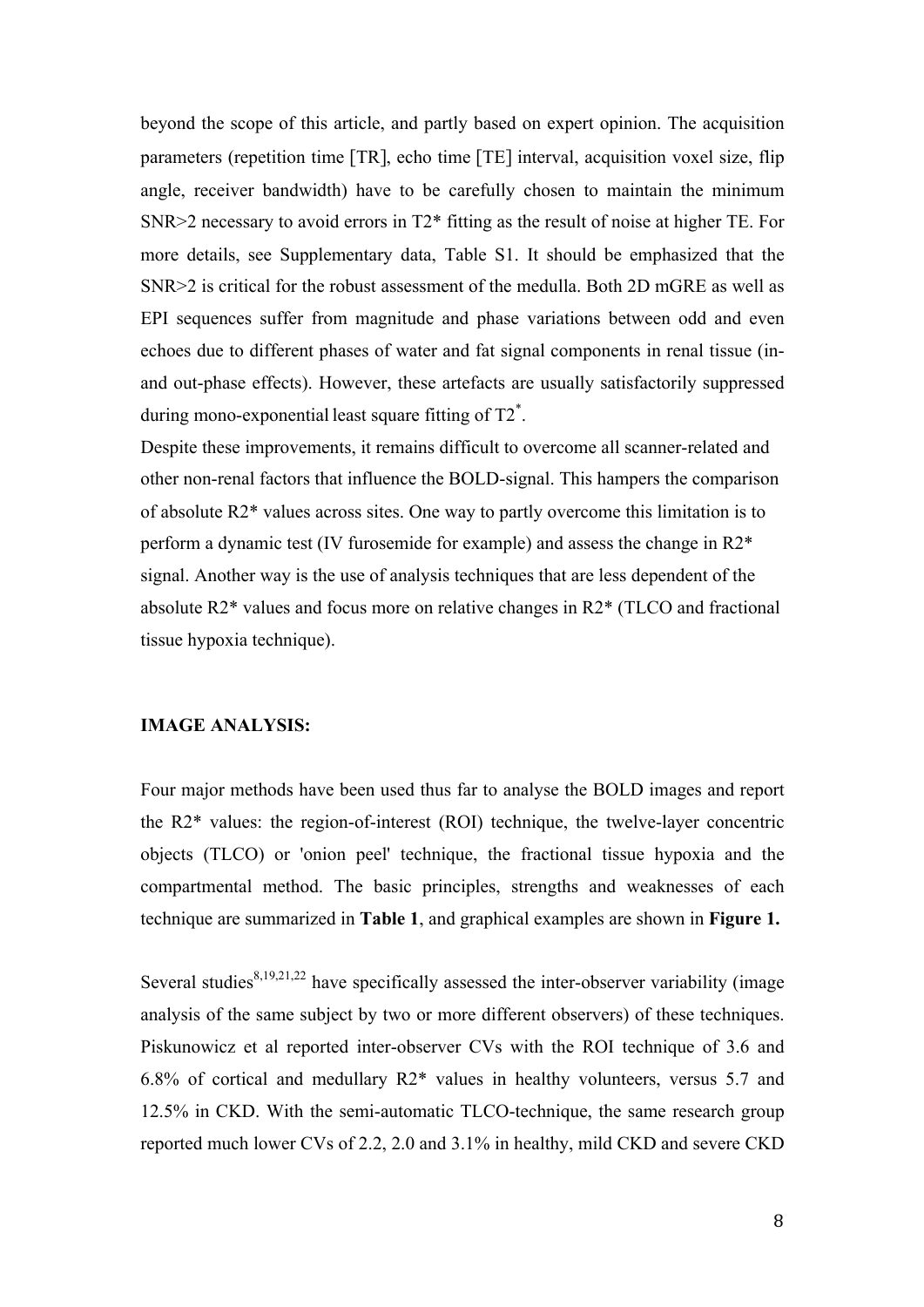beyond the scope of this article, and partly based on expert opinion. The acquisition parameters (repetition time [TR], echo time [TE] interval, acquisition voxel size, flip angle, receiver bandwidth) have to be carefully chosen to maintain the minimum SNR>2 necessary to avoid errors in T2* fitting as the result of noise at higher TE. For more details, see Supplementary data, Table S1. It should be emphasized that the SNR>2 is critical for the robust assessment of the medulla. Both 2D mGRE as well as EPI sequences suffer from magnitude and phase variations between odd and even echoes due to different phases of water and fat signal components in renal tissue (in- and out-phase effects). However, these artefacts are usually satisfactorily suppressed during mono-exponential least square fitting of $T2^*$.

Despite these improvements, it remains difficult to overcome all scanner-related and other non-renal factors that influence the BOLD-signal. This hampers the comparison of absolute R2* values across sites. One way to partly overcome this limitation is to perform a dynamic test (IV furosemide for example) and assess the change in R2* signal. Another way is the use of analysis techniques that are less dependent of the absolute R2* values and focus more on relative changes in R2* (TLCO and fractional tissue hypoxia technique).

**IMAGE ANALYSIS:**

Four major methods have been used thus far to analyse the BOLD images and report the R2* values: the region-of-interest (ROI) technique, the twelve-layer concentric objects (TLCO) or 'onion peel' technique, the fractional tissue hypoxia and the compartmental method. The basic principles, strengths and weaknesses of each technique are summarized in **Table 1**, and graphical examples are shown in **Figure 1.**

Several studies[8,19,21,22] have specifically assessed the inter-observer variability (image analysis of the same subject by two or more different observers) of these techniques. Piskunowicz et al reported inter-observer CVs with the ROI technique of 3.6 and 6.8% of cortical and medullary R2* values in healthy volunteers, versus 5.7 and 12.5% in CKD. With the semi-automatic TLCO-technique, the same research group reported much lower CVs of 2.2, 2.0 and 3.1% in healthy, mild CKD and severe CKD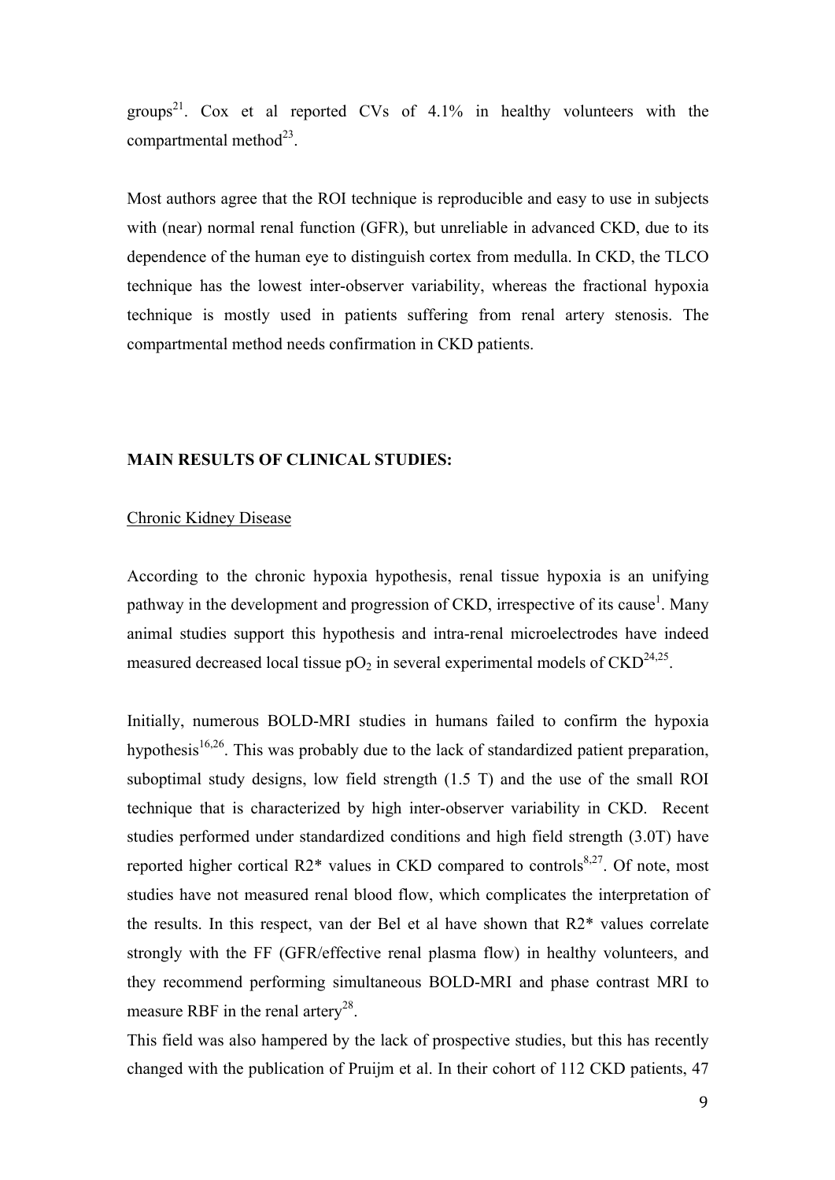groups[21]. Cox et al reported CVs of 4.1% in healthy volunteers with the compartmental method[23].

Most authors agree that the ROI technique is reproducible and easy to use in subjects with (near) normal renal function (GFR), but unreliable in advanced CKD, due to its dependence of the human eye to distinguish cortex from medulla. In CKD, the TLCO technique has the lowest inter-observer variability, whereas the fractional hypoxia technique is mostly used in patients suffering from renal artery stenosis. The compartmental method needs confirmation in CKD patients.

**MAIN RESULTS OF CLINICAL STUDIES:**

Chronic Kidney Disease

According to the chronic hypoxia hypothesis, renal tissue hypoxia is an unifying pathway in the development and progression of CKD, irrespective of its cause[1]. Many animal studies support this hypothesis and intra-renal microelectrodes have indeed measured decreased local tissue $pO_2$ in several experimental models of CKD[24,25].

Initially, numerous BOLD-MRI studies in humans failed to confirm the hypoxia hypothesis[16,26]. This was probably due to the lack of standardized patient preparation, suboptimal study designs, low field strength (1.5 T) and the use of the small ROI technique that is characterized by high inter-observer variability in CKD. Recent studies performed under standardized conditions and high field strength (3.0T) have reported higher cortical R2* values in CKD compared to controls[8,27]. Of note, most studies have not measured renal blood flow, which complicates the interpretation of the results. In this respect, van der Bel et al have shown that R2* values correlate strongly with the FF (GFR/effective renal plasma flow) in healthy volunteers, and they recommend performing simultaneous BOLD-MRI and phase contrast MRI to measure RBF in the renal artery[28].

This field was also hampered by the lack of prospective studies, but this has recently changed with the publication of Pruijm et al. In their cohort of 112 CKD patients, 47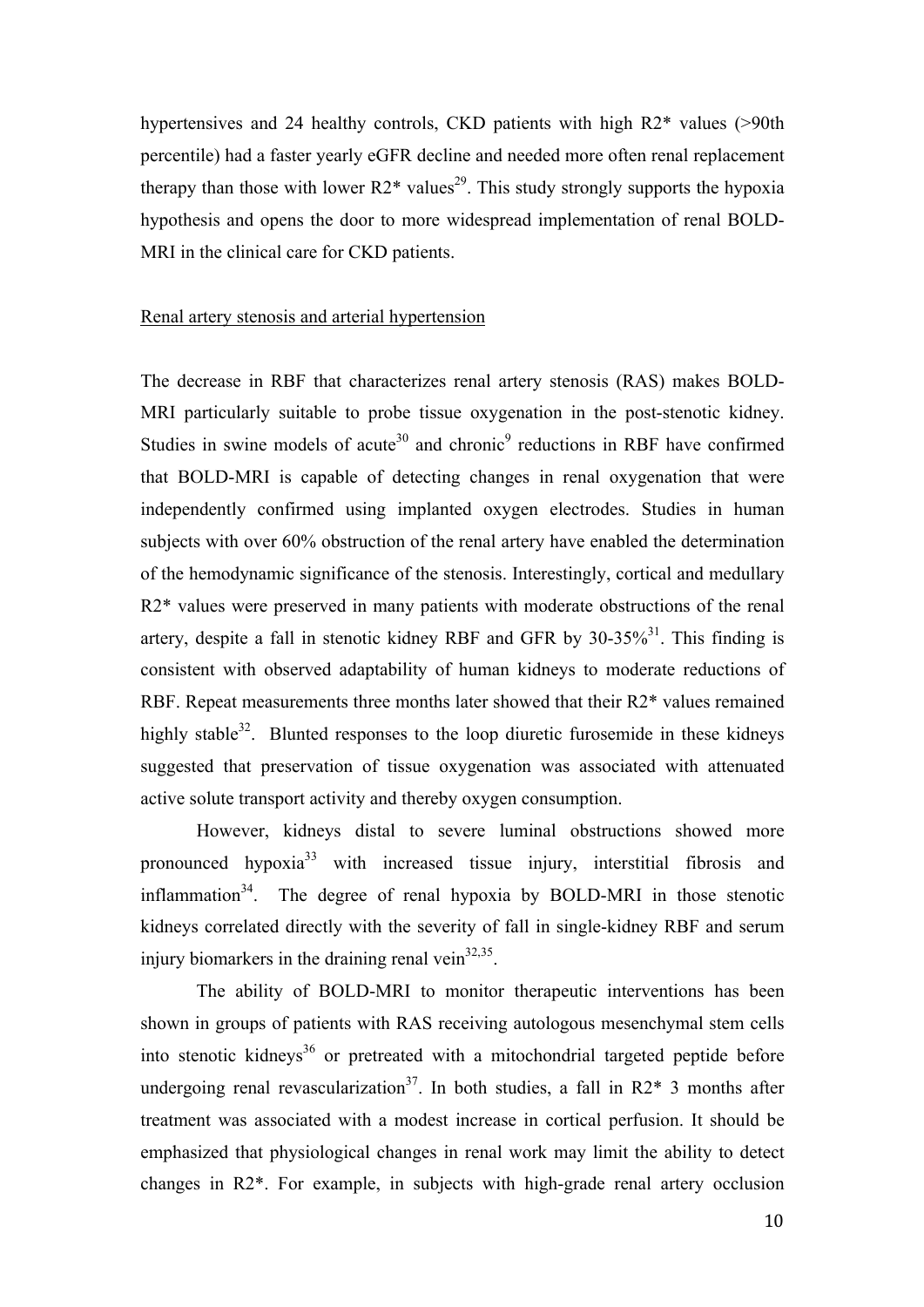hypertensives and 24 healthy controls, CKD patients with high R2* values (>90th percentile) had a faster yearly eGFR decline and needed more often renal replacement therapy than those with lower R2* values[29]. This study strongly supports the hypoxia hypothesis and opens the door to more widespread implementation of renal BOLD-MRI in the clinical care for CKD patients.

## Renal artery stenosis and arterial hypertension

The decrease in RBF that characterizes renal artery stenosis (RAS) makes BOLD-MRI particularly suitable to probe tissue oxygenation in the post-stenotic kidney. Studies in swine models of acute[30] and chronic[9] reductions in RBF have confirmed that BOLD-MRI is capable of detecting changes in renal oxygenation that were independently confirmed using implanted oxygen electrodes. Studies in human subjects with over 60% obstruction of the renal artery have enabled the determination of the hemodynamic significance of the stenosis. Interestingly, cortical and medullary R2* values were preserved in many patients with moderate obstructions of the renal artery, despite a fall in stenotic kidney RBF and GFR by 30-35%[31]. This finding is consistent with observed adaptability of human kidneys to moderate reductions of RBF. Repeat measurements three months later showed that their R2* values remained highly stable[32]. Blunted responses to the loop diuretic furosemide in these kidneys suggested that preservation of tissue oxygenation was associated with attenuated active solute transport activity and thereby oxygen consumption.

However, kidneys distal to severe luminal obstructions showed more pronounced hypoxia[33] with increased tissue injury, interstitial fibrosis and inflammation[34]. The degree of renal hypoxia by BOLD-MRI in those stenotic kidneys correlated directly with the severity of fall in single-kidney RBF and serum injury biomarkers in the draining renal vein[32,35].

The ability of BOLD-MRI to monitor therapeutic interventions has been shown in groups of patients with RAS receiving autologous mesenchymal stem cells into stenotic kidneys[36] or pretreated with a mitochondrial targeted peptide before undergoing renal revascularization[37]. In both studies, a fall in R2* 3 months after treatment was associated with a modest increase in cortical perfusion. It should be emphasized that physiological changes in renal work may limit the ability to detect changes in R2*. For example, in subjects with high-grade renal artery occlusion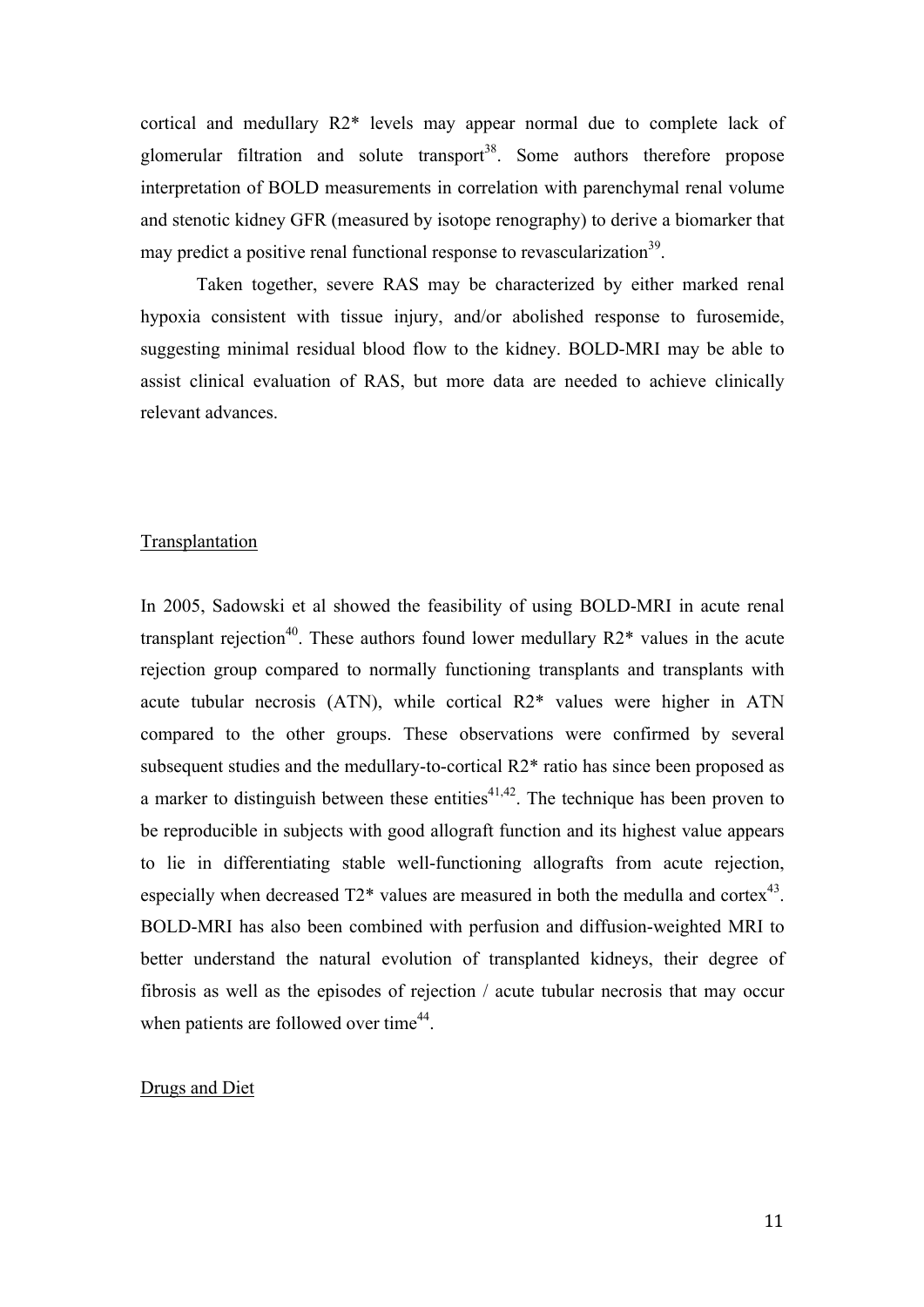cortical and medullary R2* levels may appear normal due to complete lack of glomerular filtration and solute transport[38]. Some authors therefore propose interpretation of BOLD measurements in correlation with parenchymal renal volume and stenotic kidney GFR (measured by isotope renography) to derive a biomarker that may predict a positive renal functional response to revascularization[39].

Taken together, severe RAS may be characterized by either marked renal hypoxia consistent with tissue injury, and/or abolished response to furosemide, suggesting minimal residual blood flow to the kidney. BOLD-MRI may be able to assist clinical evaluation of RAS, but more data are needed to achieve clinically relevant advances.

## Transplantation

In 2005, Sadowski et al showed the feasibility of using BOLD-MRI in acute renal transplant rejection[40]. These authors found lower medullary R2* values in the acute rejection group compared to normally functioning transplants and transplants with acute tubular necrosis (ATN), while cortical R2* values were higher in ATN compared to the other groups. These observations were confirmed by several subsequent studies and the medullary-to-cortical R2* ratio has since been proposed as a marker to distinguish between these entities[41,42]. The technique has been proven to be reproducible in subjects with good allograft function and its highest value appears to lie in differentiating stable well-functioning allografts from acute rejection, especially when decreased T2* values are measured in both the medulla and cortex[43]. BOLD-MRI has also been combined with perfusion and diffusion-weighted MRI to better understand the natural evolution of transplanted kidneys, their degree of fibrosis as well as the episodes of rejection / acute tubular necrosis that may occur when patients are followed over time[44].

## Drugs and Diet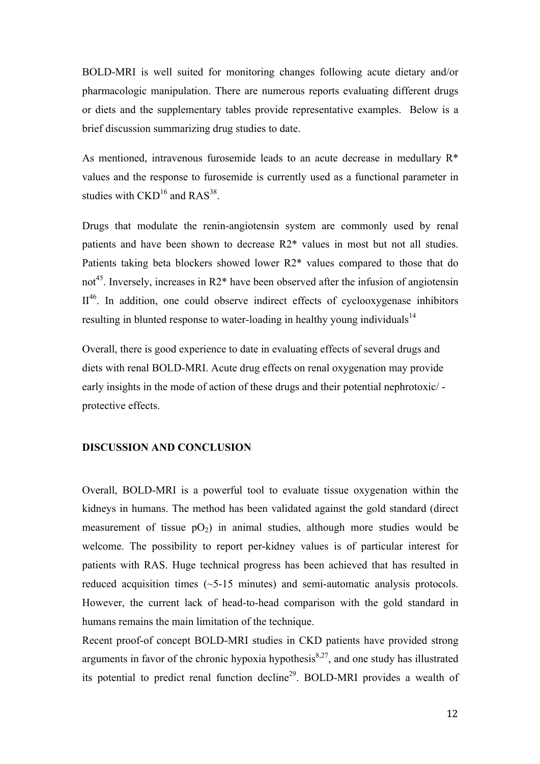BOLD-MRI is well suited for monitoring changes following acute dietary and/or pharmacologic manipulation. There are numerous reports evaluating different drugs or diets and the supplementary tables provide representative examples. Below is a brief discussion summarizing drug studies to date.

As mentioned, intravenous furosemide leads to an acute decrease in medullary R* values and the response to furosemide is currently used as a functional parameter in studies with CKD[16] and RAS[38].

Drugs that modulate the renin-angiotensin system are commonly used by renal patients and have been shown to decrease R2* values in most but not all studies. Patients taking beta blockers showed lower R2* values compared to those that do not[45]. Inversely, increases in R2* have been observed after the infusion of angiotensin II[46]. In addition, one could observe indirect effects of cyclooxygenase inhibitors resulting in blunted response to water-loading in healthy young individuals[14]

Overall, there is good experience to date in evaluating effects of several drugs and diets with renal BOLD-MRI. Acute drug effects on renal oxygenation may provide early insights in the mode of action of these drugs and their potential nephrotoxic/ -protective effects.

**DISCUSSION AND CONCLUSION**

Overall, BOLD-MRI is a powerful tool to evaluate tissue oxygenation within the kidneys in humans. The method has been validated against the gold standard (direct measurement of tissue $pO_2$) in animal studies, although more studies would be welcome. The possibility to report per-kidney values is of particular interest for patients with RAS. Huge technical progress has been achieved that has resulted in reduced acquisition times (~5-15 minutes) and semi-automatic analysis protocols. However, the current lack of head-to-head comparison with the gold standard in humans remains the main limitation of the technique.

Recent proof-of concept BOLD-MRI studies in CKD patients have provided strong arguments in favor of the chronic hypoxia hypothesis[8,27], and one study has illustrated its potential to predict renal function decline[29]. BOLD-MRI provides a wealth of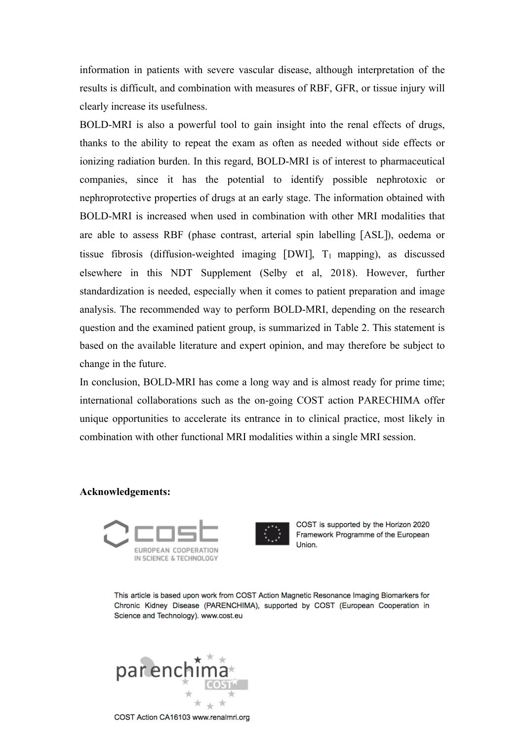information in patients with severe vascular disease, although interpretation of the results is difficult, and combination with measures of RBF, GFR, or tissue injury will clearly increase its usefulness.

BOLD-MRI is also a powerful tool to gain insight into the renal effects of drugs, thanks to the ability to repeat the exam as often as needed without side effects or ionizing radiation burden. In this regard, BOLD-MRI is of interest to pharmaceutical companies, since it has the potential to identify possible nephrotoxic or nephroprotective properties of drugs at an early stage. The information obtained with BOLD-MRI is increased when used in combination with other MRI modalities that are able to assess RBF (phase contrast, arterial spin labelling [ASL]), oedema or tissue fibrosis (diffusion-weighted imaging [DWI], $T_1$ mapping), as discussed elsewhere in this NDT Supplement (Selby et al, 2018). However, further standardization is needed, especially when it comes to patient preparation and image analysis. The recommended way to perform BOLD-MRI, depending on the research question and the examined patient group, is summarized in Table 2. This statement is based on the available literature and expert opinion, and may therefore be subject to change in the future.

In conclusion, BOLD-MRI has come a long way and is almost ready for prime time; international collaborations such as the on-going COST action PARECHIMA offer unique opportunities to accelerate its entrance in to clinical practice, most likely in combination with other functional MRI modalities within a single MRI session.

**Acknowledgements:**

COST EUROPEAN COOPERATION IN SCIENCE & TECHNOLOGY

COST is supported by the Horizon 2020 Framework Programme of the European Union.

This article is based upon work from COST Action Magnetic Resonance Imaging Biomarkers for Chronic Kidney Disease (PARENCHIMA), supported by COST (European Cooperation in Science and Technology). www.cost.eu

parenchima COST

COST Action CA16103 www.renalmri.org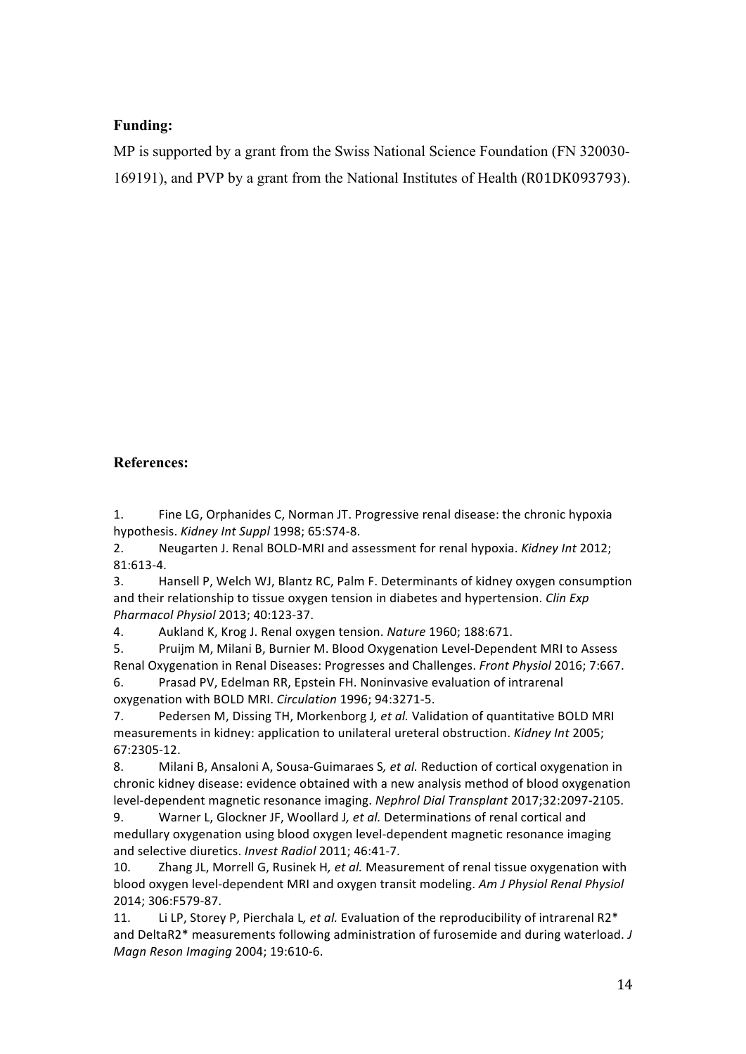**Funding:**

MP is supported by a grant from the Swiss National Science Foundation (FN 320030-169191), and PVP by a grant from the National Institutes of Health (R01DK093793).

**References:**

1. Fine LG, Orphanides C, Norman JT. Progressive renal disease: the chronic hypoxia hypothesis. *Kidney Int Suppl* 1998; 65:S74-8.
2. Neugarten J. Renal BOLD-MRI and assessment for renal hypoxia. *Kidney Int* 2012; 81:613-4.
3. Hansell P, Welch WJ, Blantz RC, Palm F. Determinants of kidney oxygen consumption and their relationship to tissue oxygen tension in diabetes and hypertension. *Clin Exp Pharmacol Physiol* 2013; 40:123-37.
4. Aukland K, Krog J. Renal oxygen tension. *Nature* 1960; 188:671.
5. Pruijm M, Milani B, Burnier M. Blood Oxygenation Level-Dependent MRI to Assess Renal Oxygenation in Renal Diseases: Progresses and Challenges. *Front Physiol* 2016; 7:667.
6. Prasad PV, Edelman RR, Epstein FH. Noninvasive evaluation of intrarenal oxygenation with BOLD MRI. *Circulation* 1996; 94:3271-5.
7. Pedersen M, Dissing TH, Morkenborg J*, et al.* Validation of quantitative BOLD MRI measurements in kidney: application to unilateral ureteral obstruction. *Kidney Int* 2005; 67:2305-12.
8. Milani B, Ansaloni A, Sousa-Guimaraes S*, et al.* Reduction of cortical oxygenation in chronic kidney disease: evidence obtained with a new analysis method of blood oxygenation level-dependent magnetic resonance imaging. *Nephrol Dial Transplant* 2017;32:2097-2105.
9. Warner L, Glockner JF, Woollard J*, et al.* Determinations of renal cortical and medullary oxygenation using blood oxygen level-dependent magnetic resonance imaging and selective diuretics. *Invest Radiol* 2011; 46:41-7.
10. Zhang JL, Morrell G, Rusinek H*, et al.* Measurement of renal tissue oxygenation with blood oxygen level-dependent MRI and oxygen transit modeling. *Am J Physiol Renal Physiol* 2014; 306:F579-87.
11. Li LP, Storey P, Pierchala L*, et al.* Evaluation of the reproducibility of intrarenal R2* and DeltaR2* measurements following administration of furosemide and during waterload. *J Magn Reson Imaging* 2004; 19:610-6.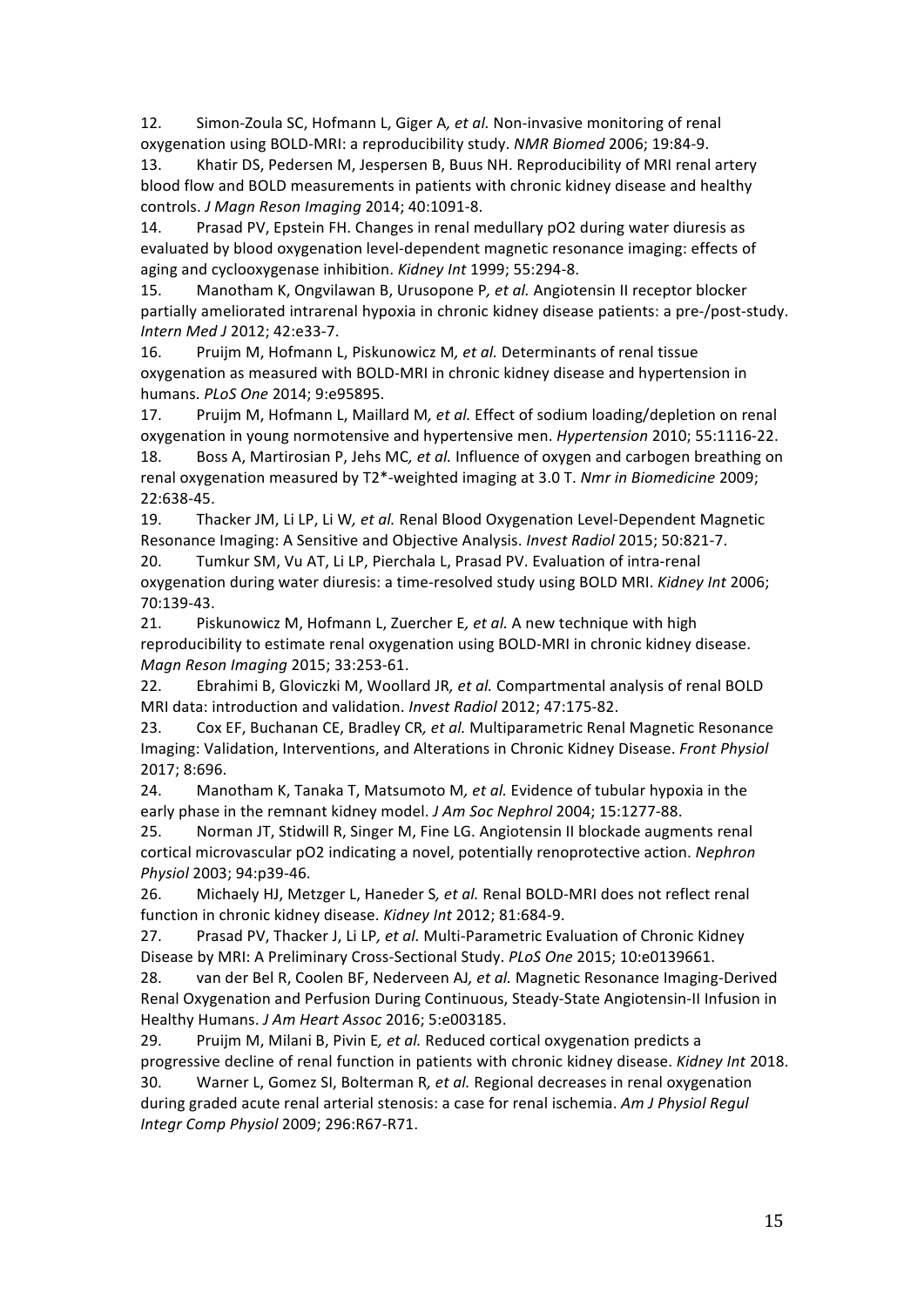12. Simon-Zoula SC, Hofmann L, Giger A*, et al.* Non-invasive monitoring of renal oxygenation using BOLD-MRI: a reproducibility study. *NMR Biomed* 2006; 19:84-9.

13. Khatir DS, Pedersen M, Jespersen B, Buus NH. Reproducibility of MRI renal artery blood flow and BOLD measurements in patients with chronic kidney disease and healthy controls. *J Magn Reson Imaging* 2014; 40:1091-8.

14. Prasad PV, Epstein FH. Changes in renal medullary pO2 during water diuresis as evaluated by blood oxygenation level-dependent magnetic resonance imaging: effects of aging and cyclooxygenase inhibition. *Kidney Int* 1999; 55:294-8.

15. Manotham K, Ongvilawan B, Urusopone P*, et al.* Angiotensin II receptor blocker partially ameliorated intrarenal hypoxia in chronic kidney disease patients: a pre-/post-study. *Intern Med J* 2012; 42:e33-7.

16. Pruijm M, Hofmann L, Piskunowicz M*, et al.* Determinants of renal tissue oxygenation as measured with BOLD-MRI in chronic kidney disease and hypertension in humans. *PLoS One* 2014; 9:e95895.

17. Pruijm M, Hofmann L, Maillard M*, et al.* Effect of sodium loading/depletion on renal oxygenation in young normotensive and hypertensive men. *Hypertension* 2010; 55:1116-22.

18. Boss A, Martirosian P, Jehs MC*, et al.* Influence of oxygen and carbogen breathing on renal oxygenation measured by T2*-weighted imaging at 3.0 T. *Nmr in Biomedicine* 2009; 22:638-45.

19. Thacker JM, Li LP, Li W*, et al.* Renal Blood Oxygenation Level-Dependent Magnetic Resonance Imaging: A Sensitive and Objective Analysis. *Invest Radiol* 2015; 50:821-7.

20. Tumkur SM, Vu AT, Li LP, Pierchala L, Prasad PV. Evaluation of intra-renal oxygenation during water diuresis: a time-resolved study using BOLD MRI. *Kidney Int* 2006; 70:139-43.

21. Piskunowicz M, Hofmann L, Zuercher E*, et al.* A new technique with high reproducibility to estimate renal oxygenation using BOLD-MRI in chronic kidney disease. *Magn Reson Imaging* 2015; 33:253-61.

22. Ebrahimi B, Gloviczki M, Woollard JR*, et al.* Compartmental analysis of renal BOLD MRI data: introduction and validation. *Invest Radiol* 2012; 47:175-82.

23. Cox EF, Buchanan CE, Bradley CR*, et al.* Multiparametric Renal Magnetic Resonance Imaging: Validation, Interventions, and Alterations in Chronic Kidney Disease. *Front Physiol* 2017; 8:696.

24. Manotham K, Tanaka T, Matsumoto M*, et al.* Evidence of tubular hypoxia in the early phase in the remnant kidney model. *J Am Soc Nephrol* 2004; 15:1277-88.

25. Norman JT, Stidwill R, Singer M, Fine LG. Angiotensin II blockade augments renal cortical microvascular pO2 indicating a novel, potentially renoprotective action. *Nephron Physiol* 2003; 94:p39-46.

26. Michaely HJ, Metzger L, Haneder S*, et al.* Renal BOLD-MRI does not reflect renal function in chronic kidney disease. *Kidney Int* 2012; 81:684-9.

27. Prasad PV, Thacker J, Li LP*, et al.* Multi-Parametric Evaluation of Chronic Kidney Disease by MRI: A Preliminary Cross-Sectional Study. *PLoS One* 2015; 10:e0139661.

28. van der Bel R, Coolen BF, Nederveen AJ*, et al.* Magnetic Resonance Imaging-Derived Renal Oxygenation and Perfusion During Continuous, Steady-State Angiotensin-II Infusion in Healthy Humans. *J Am Heart Assoc* 2016; 5:e003185.

29. Pruijm M, Milani B, Pivin E*, et al.* Reduced cortical oxygenation predicts a progressive decline of renal function in patients with chronic kidney disease. *Kidney Int* 2018.

30. Warner L, Gomez SI, Bolterman R*, et al.* Regional decreases in renal oxygenation during graded acute renal arterial stenosis: a case for renal ischemia. *Am J Physiol Regul Integr Comp Physiol* 2009; 296:R67-R71.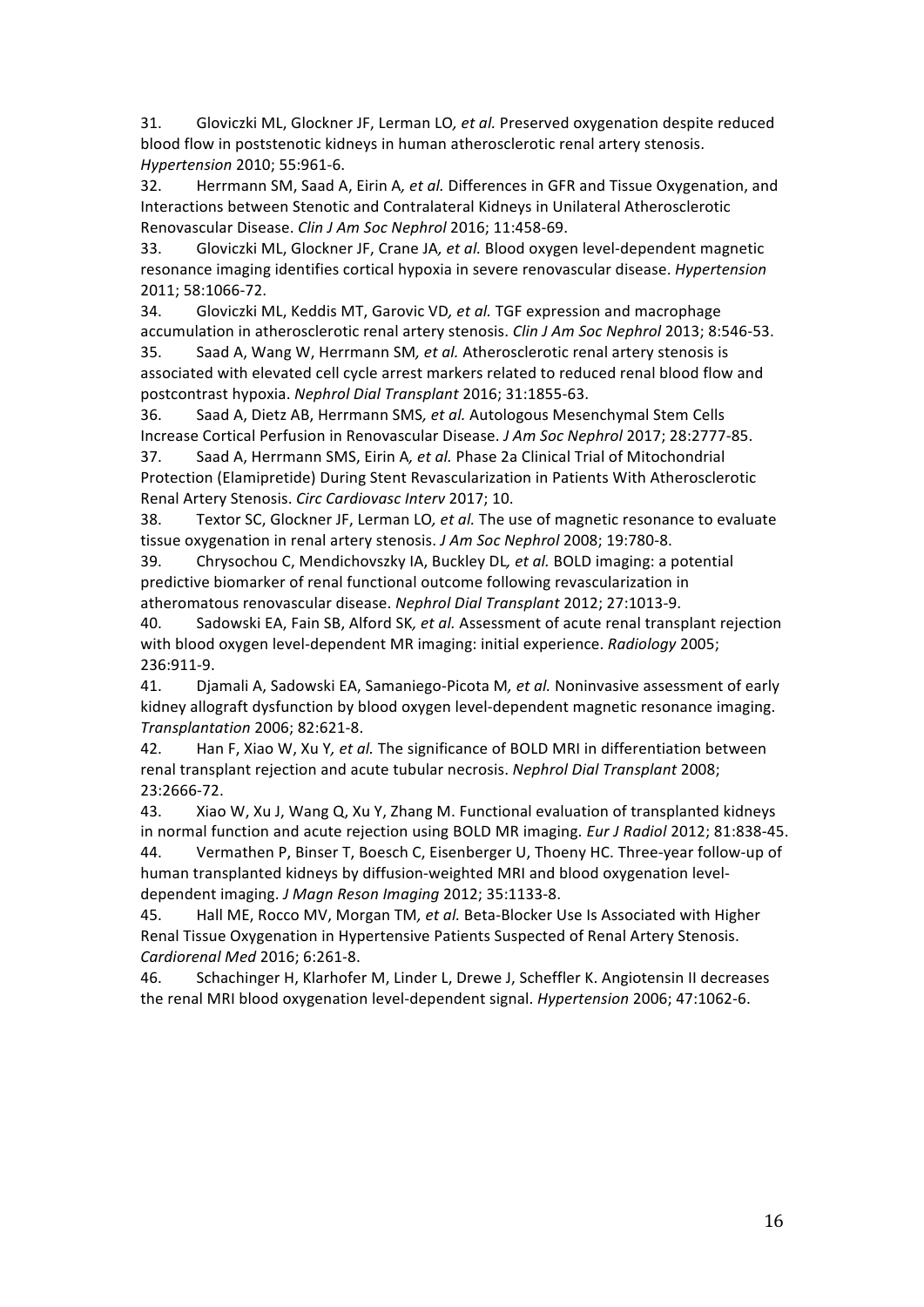31. Gloviczki ML, Glockner JF, Lerman LO*, et al.* Preserved oxygenation despite reduced blood flow in poststenotic kidneys in human atherosclerotic renal artery stenosis. *Hypertension* 2010; 55:961-6.

32. Herrmann SM, Saad A, Eirin A*, et al.* Differences in GFR and Tissue Oxygenation, and Interactions between Stenotic and Contralateral Kidneys in Unilateral Atherosclerotic Renovascular Disease. *Clin J Am Soc Nephrol* 2016; 11:458-69.

33. Gloviczki ML, Glockner JF, Crane JA*, et al.* Blood oxygen level-dependent magnetic resonance imaging identifies cortical hypoxia in severe renovascular disease. *Hypertension* 2011; 58:1066-72.

34. Gloviczki ML, Keddis MT, Garovic VD*, et al.* TGF expression and macrophage accumulation in atherosclerotic renal artery stenosis. *Clin J Am Soc Nephrol* 2013; 8:546-53.

35. Saad A, Wang W, Herrmann SM*, et al.* Atherosclerotic renal artery stenosis is associated with elevated cell cycle arrest markers related to reduced renal blood flow and postcontrast hypoxia. *Nephrol Dial Transplant* 2016; 31:1855-63.

36. Saad A, Dietz AB, Herrmann SMS*, et al.* Autologous Mesenchymal Stem Cells Increase Cortical Perfusion in Renovascular Disease. *J Am Soc Nephrol* 2017; 28:2777-85.

37. Saad A, Herrmann SMS, Eirin A*, et al.* Phase 2a Clinical Trial of Mitochondrial Protection (Elamipretide) During Stent Revascularization in Patients With Atherosclerotic Renal Artery Stenosis. *Circ Cardiovasc Interv* 2017; 10.

38. Textor SC, Glockner JF, Lerman LO*, et al.* The use of magnetic resonance to evaluate tissue oxygenation in renal artery stenosis. *J Am Soc Nephrol* 2008; 19:780-8.

39. Chrysochou C, Mendichovszky IA, Buckley DL*, et al.* BOLD imaging: a potential predictive biomarker of renal functional outcome following revascularization in atheromatous renovascular disease. *Nephrol Dial Transplant* 2012; 27:1013-9.

40. Sadowski EA, Fain SB, Alford SK*, et al.* Assessment of acute renal transplant rejection with blood oxygen level-dependent MR imaging: initial experience. *Radiology* 2005; 236:911-9.

41. Djamali A, Sadowski EA, Samaniego-Picota M*, et al.* Noninvasive assessment of early kidney allograft dysfunction by blood oxygen level-dependent magnetic resonance imaging. *Transplantation* 2006; 82:621-8.

42. Han F, Xiao W, Xu Y*, et al.* The significance of BOLD MRI in differentiation between renal transplant rejection and acute tubular necrosis. *Nephrol Dial Transplant* 2008; 23:2666-72.

43. Xiao W, Xu J, Wang Q, Xu Y, Zhang M. Functional evaluation of transplanted kidneys in normal function and acute rejection using BOLD MR imaging. *Eur J Radiol* 2012; 81:838-45.

44. Vermathen P, Binser T, Boesch C, Eisenberger U, Thoeny HC. Three-year follow-up of human transplanted kidneys by diffusion-weighted MRI and blood oxygenation level-dependent imaging. *J Magn Reson Imaging* 2012; 35:1133-8.

45. Hall ME, Rocco MV, Morgan TM*, et al.* Beta-Blocker Use Is Associated with Higher Renal Tissue Oxygenation in Hypertensive Patients Suspected of Renal Artery Stenosis. *Cardiorenal Med* 2016; 6:261-8.

46. Schachinger H, Klarhofer M, Linder L, Drewe J, Scheffler K. Angiotensin II decreases the renal MRI blood oxygenation level-dependent signal. *Hypertension* 2006; 47:1062-6.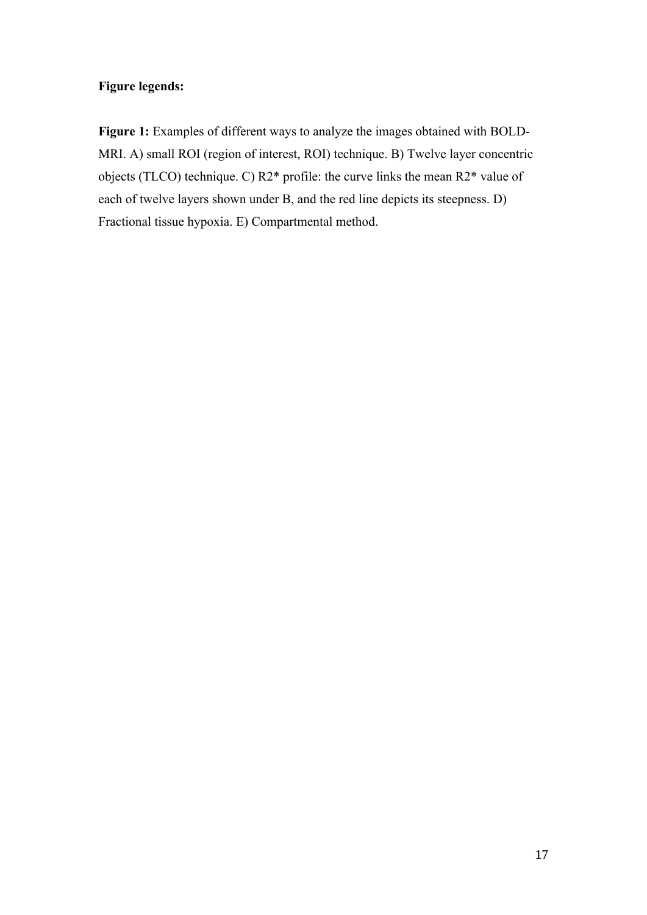**Figure legends:**

**Figure 1:** Examples of different ways to analyze the images obtained with BOLD-MRI. A) small ROI (region of interest, ROI) technique. B) Twelve layer concentric objects (TLCO) technique. C) R2* profile: the curve links the mean R2* value of each of twelve layers shown under B, and the red line depicts its steepness. D) Fractional tissue hypoxia. E) Compartmental method.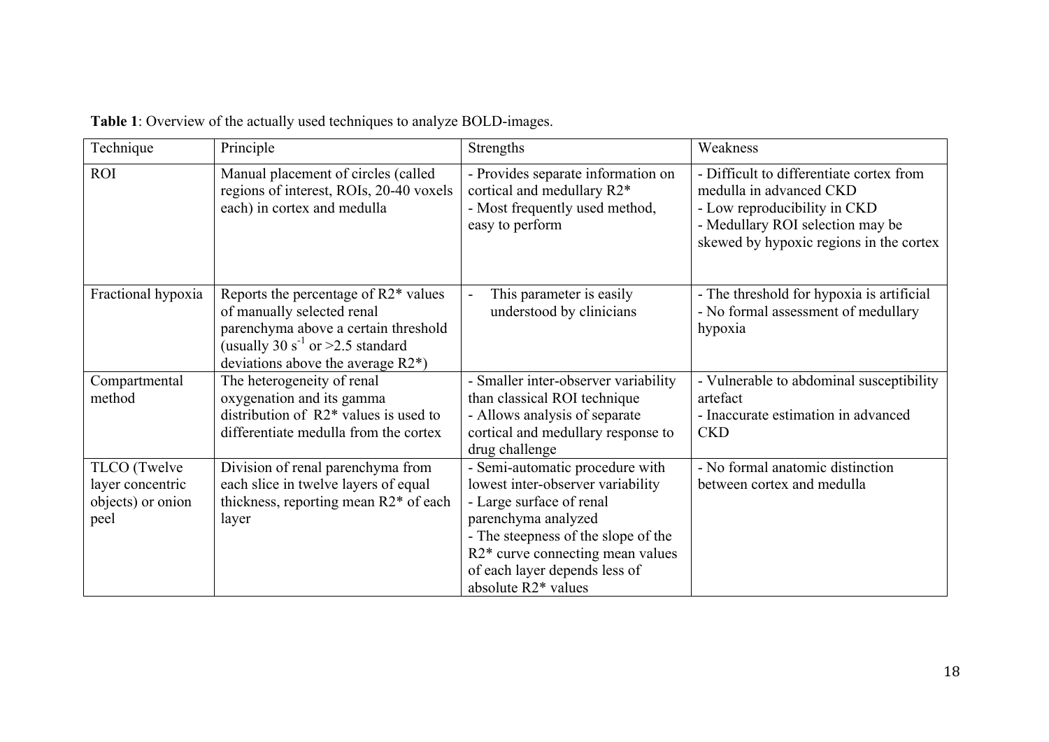**Table 1**: Overview of the actually used techniques to analyze BOLD-images.

| Technique | Principle | Strengths | Weakness |
|---|---|---|---|
| ROI | Manual placement of circles (called regions of interest, ROIs, 20-40 voxels each) in cortex and medulla | - Provides separate information on cortical and medullary R2*<br>- Most frequently used method, easy to perform | - Difficult to differentiate cortex from medulla in advanced CKD<br>- Low reproducibility in CKD<br>- Medullary ROI selection may be skewed by hypoxic regions in the cortex |
| Fractional hypoxia | Reports the percentage of R2* values of manually selected renal parenchyma above a certain threshold (usually 30 $s^{-1}$ or >2.5 standard deviations above the average R2*) | - This parameter is easily understood by clinicians | - The threshold for hypoxia is artificial<br>- No formal assessment of medullary hypoxia |
| Compartmental method | The heterogeneity of renal oxygenation and its gamma distribution of R2* values is used to differentiate medulla from the cortex | - Smaller inter-observer variability than classical ROI technique<br>- Allows analysis of separate cortical and medullary response to drug challenge | - Vulnerable to abdominal susceptibility artefact<br>- Inaccurate estimation in advanced CKD |
| TLCO (Twelve layer concentric objects) or onion peel | Division of renal parenchyma from each slice in twelve layers of equal thickness, reporting mean R2* of each layer | - Semi-automatic procedure with lowest inter-observer variability<br>- Large surface of renal parenchyma analyzed<br>- The steepness of the slope of the R2* curve connecting mean values of each layer depends less of absolute R2* values | - No formal anatomic distinction between cortex and medulla |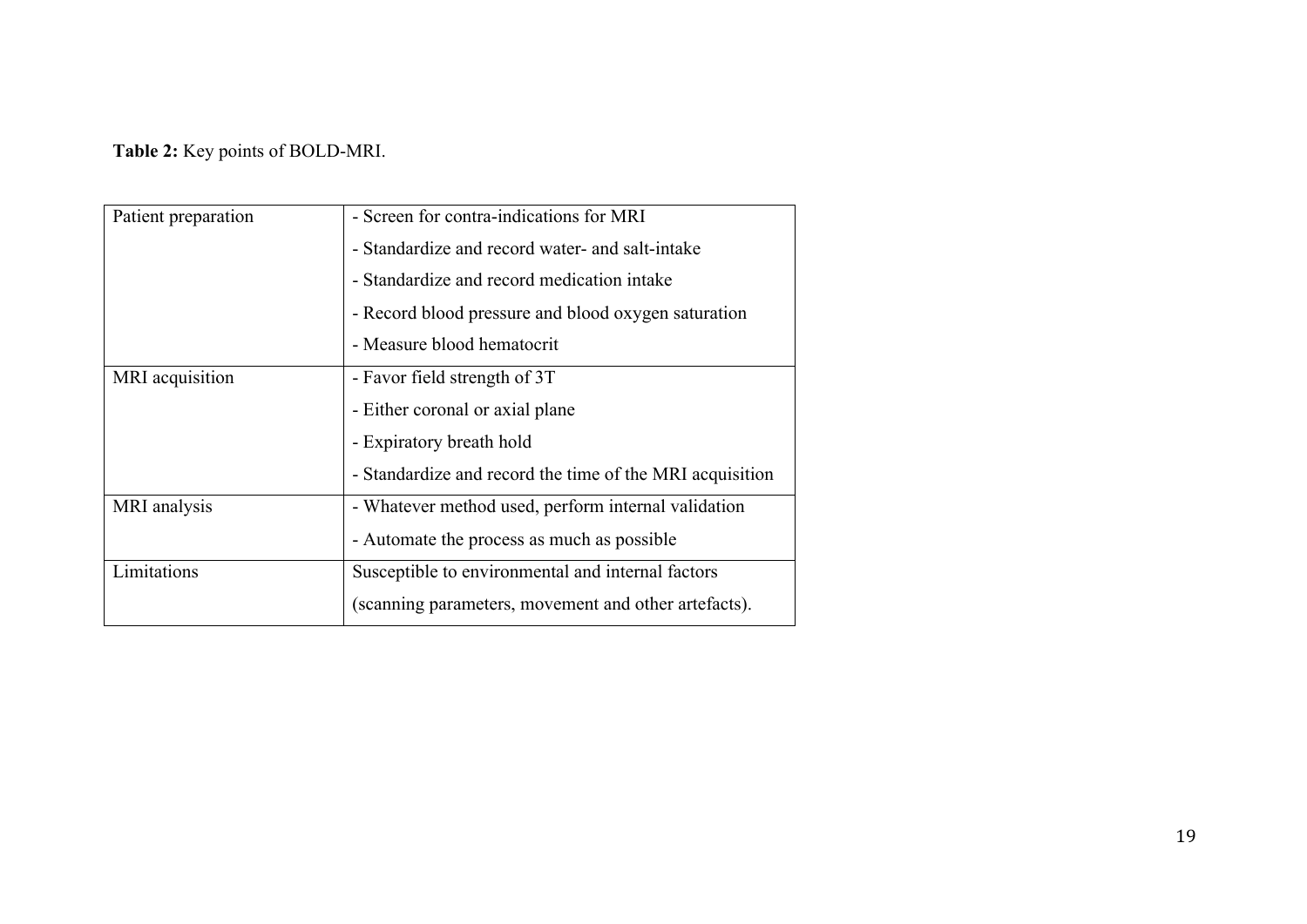**Table 2:** Key points of BOLD-MRI.

| | |
|---|---|
| Patient preparation | - Screen for contra-indications for MRI<br>- Standardize and record water- and salt-intake<br>- Standardize and record medication intake<br>- Record blood pressure and blood oxygen saturation<br>- Measure blood hematocrit |
| MRI acquisition | - Favor field strength of 3T<br>- Either coronal or axial plane<br>- Expiratory breath hold<br>- Standardize and record the time of the MRI acquisition |
| MRI analysis | - Whatever method used, perform internal validation<br>- Automate the process as much as possible |
| Limitations | Susceptible to environmental and internal factors (scanning parameters, movement and other artefacts). |